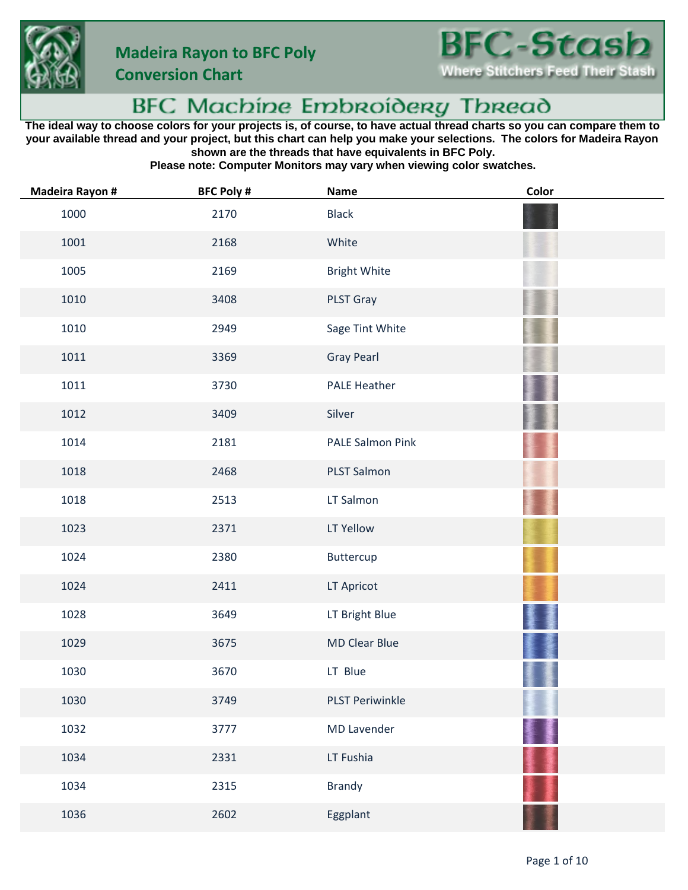# Madeira Rayon to BFC Poly Conversion Chart

**BFC-Stash**
Where Stitchers Feed Their Stash

## BFC Machine Embroidery Thread

**The ideal way to choose colors for your projects is, of course, to have actual thread charts so you can compare them to your available thread and your project, but this chart can help you make your selections. The colors for Madeira Rayon shown are the threads that have equivalents in BFC Poly.**

**Please note: Computer Monitors may vary when viewing color swatches.**

| Madeira Rayon # | BFC Poly # | Name | Color |
|---|---|---|---|
| 1000 | 2170 | Black | |
| 1001 | 2168 | White | |
| 1005 | 2169 | Bright White | |
| 1010 | 3408 | PLST Gray | |
| 1010 | 2949 | Sage Tint White | |
| 1011 | 3369 | Gray Pearl | |
| 1011 | 3730 | PALE Heather | |
| 1012 | 3409 | Silver | |
| 1014 | 2181 | PALE Salmon Pink | |
| 1018 | 2468 | PLST Salmon | |
| 1018 | 2513 | LT Salmon | |
| 1023 | 2371 | LT Yellow | |
| 1024 | 2380 | Buttercup | |
| 1024 | 2411 | LT Apricot | |
| 1028 | 3649 | LT Bright Blue | |
| 1029 | 3675 | MD Clear Blue | |
| 1030 | 3670 | LT Blue | |
| 1030 | 3749 | PLST Periwinkle | |
| 1032 | 3777 | MD Lavender | |
| 1034 | 2331 | LT Fushia | |
| 1034 | 2315 | Brandy | |
| 1036 | 2602 | Eggplant | |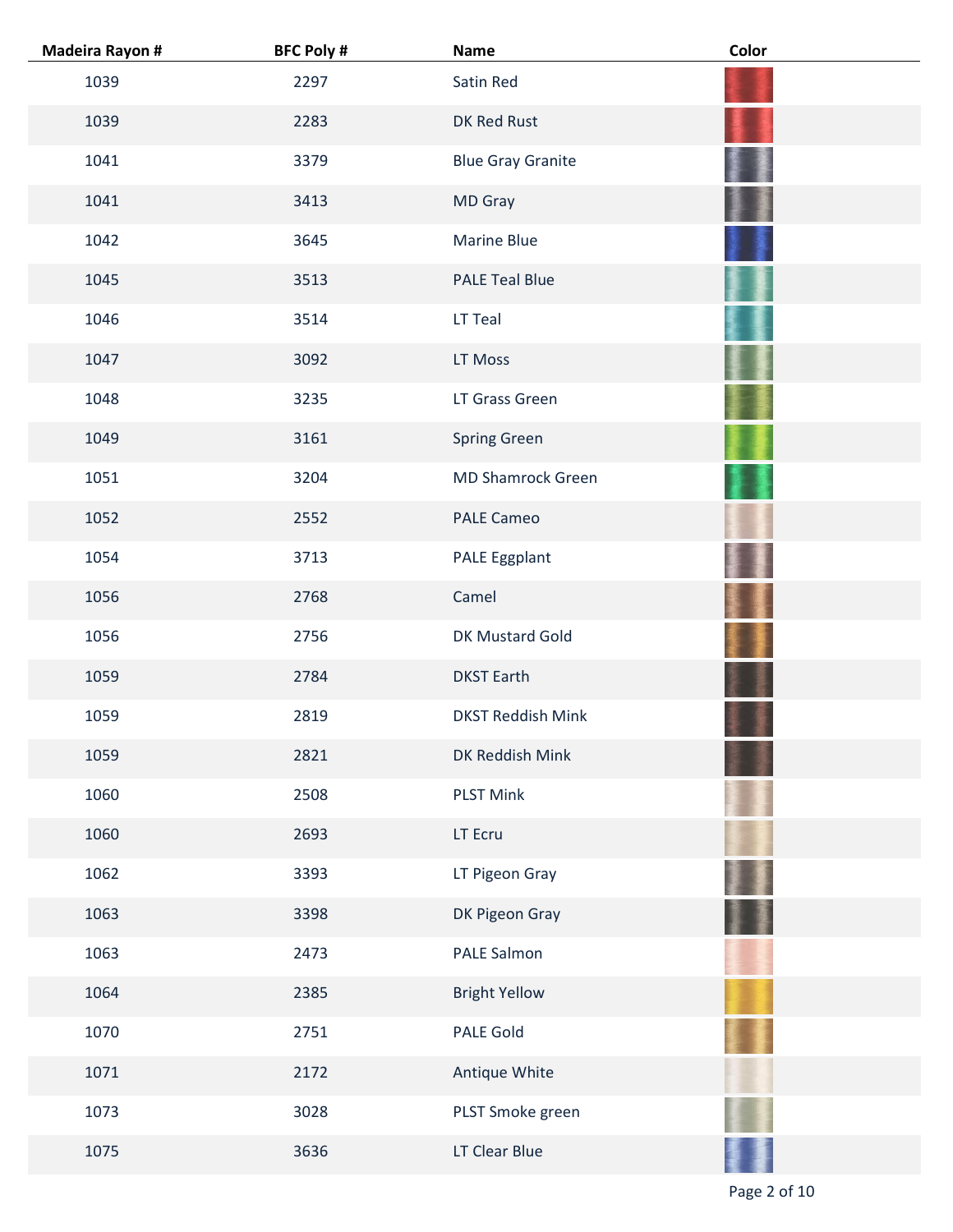| Madeira Rayon # | BFC Poly # | Name | Color |
| --- | --- | --- | --- |
| 1039 | 2297 | Satin Red | |
| 1039 | 2283 | DK Red Rust | |
| 1041 | 3379 | Blue Gray Granite | |
| 1041 | 3413 | MD Gray | |
| 1042 | 3645 | Marine Blue | |
| 1045 | 3513 | PALE Teal Blue | |
| 1046 | 3514 | LT Teal | |
| 1047 | 3092 | LT Moss | |
| 1048 | 3235 | LT Grass Green | |
| 1049 | 3161 | Spring Green | |
| 1051 | 3204 | MD Shamrock Green | |
| 1052 | 2552 | PALE Cameo | |
| 1054 | 3713 | PALE Eggplant | |
| 1056 | 2768 | Camel | |
| 1056 | 2756 | DK Mustard Gold | |
| 1059 | 2784 | DKST Earth | |
| 1059 | 2819 | DKST Reddish Mink | |
| 1059 | 2821 | DK Reddish Mink | |
| 1060 | 2508 | PLST Mink | |
| 1060 | 2693 | LT Ecru | |
| 1062 | 3393 | LT Pigeon Gray | |
| 1063 | 3398 | DK Pigeon Gray | |
| 1063 | 2473 | PALE Salmon | |
| 1064 | 2385 | Bright Yellow | |
| 1070 | 2751 | PALE Gold | |
| 1071 | 2172 | Antique White | |
| 1073 | 3028 | PLST Smoke green | |
| 1075 | 3636 | LT Clear Blue | |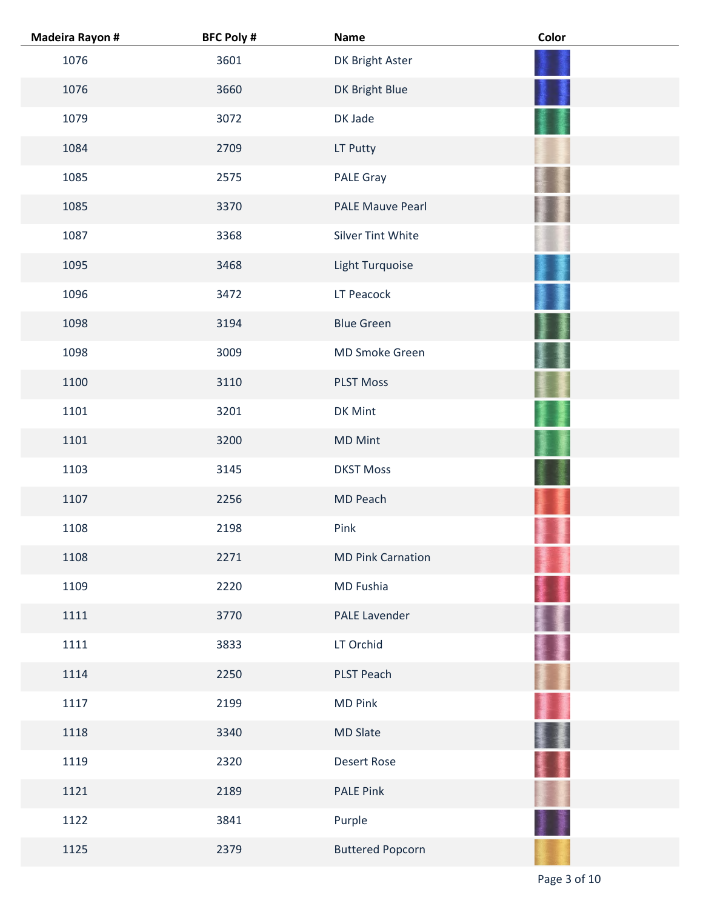| Madeira Rayon # | BFC Poly # | Name | Color |
|---|---|---|---|
| 1076 | 3601 | DK Bright Aster | |
| 1076 | 3660 | DK Bright Blue | |
| 1079 | 3072 | DK Jade | |
| 1084 | 2709 | LT Putty | |
| 1085 | 2575 | PALE Gray | |
| 1085 | 3370 | PALE Mauve Pearl | |
| 1087 | 3368 | Silver Tint White | |
| 1095 | 3468 | Light Turquoise | |
| 1096 | 3472 | LT Peacock | |
| 1098 | 3194 | Blue Green | |
| 1098 | 3009 | MD Smoke Green | |
| 1100 | 3110 | PLST Moss | |
| 1101 | 3201 | DK Mint | |
| 1101 | 3200 | MD Mint | |
| 1103 | 3145 | DKST Moss | |
| 1107 | 2256 | MD Peach | |
| 1108 | 2198 | Pink | |
| 1108 | 2271 | MD Pink Carnation | |
| 1109 | 2220 | MD Fushia | |
| 1111 | 3770 | PALE Lavender | |
| 1111 | 3833 | LT Orchid | |
| 1114 | 2250 | PLST Peach | |
| 1117 | 2199 | MD Pink | |
| 1118 | 3340 | MD Slate | |
| 1119 | 2320 | Desert Rose | |
| 1121 | 2189 | PALE Pink | |
| 1122 | 3841 | Purple | |
| 1125 | 2379 | Buttered Popcorn | |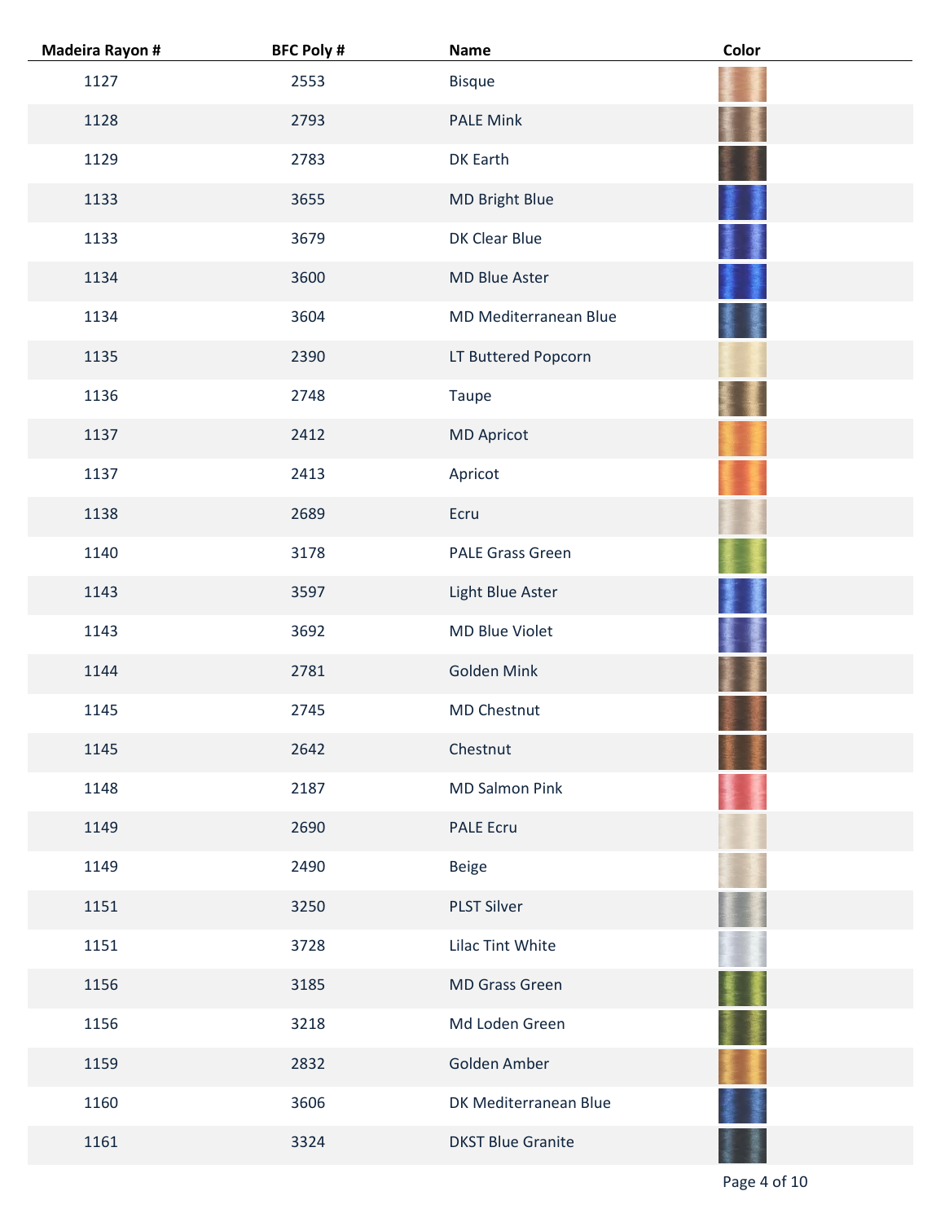| Madeira Rayon # | BFC Poly # | Name | Color |
|---|---|---|---|
| 1127 | 2553 | Bisque | |
| 1128 | 2793 | PALE Mink | |
| 1129 | 2783 | DK Earth | |
| 1133 | 3655 | MD Bright Blue | |
| 1133 | 3679 | DK Clear Blue | |
| 1134 | 3600 | MD Blue Aster | |
| 1134 | 3604 | MD Mediterranean Blue | |
| 1135 | 2390 | LT Buttered Popcorn | |
| 1136 | 2748 | Taupe | |
| 1137 | 2412 | MD Apricot | |
| 1137 | 2413 | Apricot | |
| 1138 | 2689 | Ecru | |
| 1140 | 3178 | PALE Grass Green | |
| 1143 | 3597 | Light Blue Aster | |
| 1143 | 3692 | MD Blue Violet | |
| 1144 | 2781 | Golden Mink | |
| 1145 | 2745 | MD Chestnut | |
| 1145 | 2642 | Chestnut | |
| 1148 | 2187 | MD Salmon Pink | |
| 1149 | 2690 | PALE Ecru | |
| 1149 | 2490 | Beige | |
| 1151 | 3250 | PLST Silver | |
| 1151 | 3728 | Lilac Tint White | |
| 1156 | 3185 | MD Grass Green | |
| 1156 | 3218 | Md Loden Green | |
| 1159 | 2832 | Golden Amber | |
| 1160 | 3606 | DK Mediterranean Blue | |
| 1161 | 3324 | DKST Blue Granite | |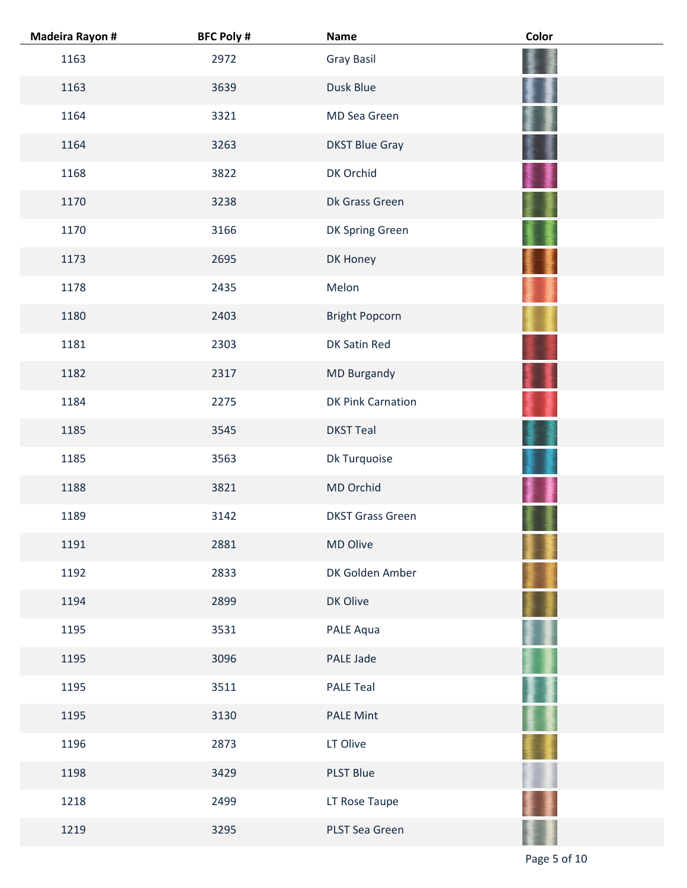| Madeira Rayon # | BFC Poly # | Name | Color |
|---|---|---|---|
| 1163 | 2972 | Gray Basil | |
| 1163 | 3639 | Dusk Blue | |
| 1164 | 3321 | MD Sea Green | |
| 1164 | 3263 | DKST Blue Gray | |
| 1168 | 3822 | DK Orchid | |
| 1170 | 3238 | Dk Grass Green | |
| 1170 | 3166 | DK Spring Green | |
| 1173 | 2695 | DK Honey | |
| 1178 | 2435 | Melon | |
| 1180 | 2403 | Bright Popcorn | |
| 1181 | 2303 | DK Satin Red | |
| 1182 | 2317 | MD Burgandy | |
| 1184 | 2275 | DK Pink Carnation | |
| 1185 | 3545 | DKST Teal | |
| 1185 | 3563 | Dk Turquoise | |
| 1188 | 3821 | MD Orchid | |
| 1189 | 3142 | DKST Grass Green | |
| 1191 | 2881 | MD Olive | |
| 1192 | 2833 | DK Golden Amber | |
| 1194 | 2899 | DK Olive | |
| 1195 | 3531 | PALE Aqua | |
| 1195 | 3096 | PALE Jade | |
| 1195 | 3511 | PALE Teal | |
| 1195 | 3130 | PALE Mint | |
| 1196 | 2873 | LT Olive | |
| 1198 | 3429 | PLST Blue | |
| 1218 | 2499 | LT Rose Taupe | |
| 1219 | 3295 | PLST Sea Green | |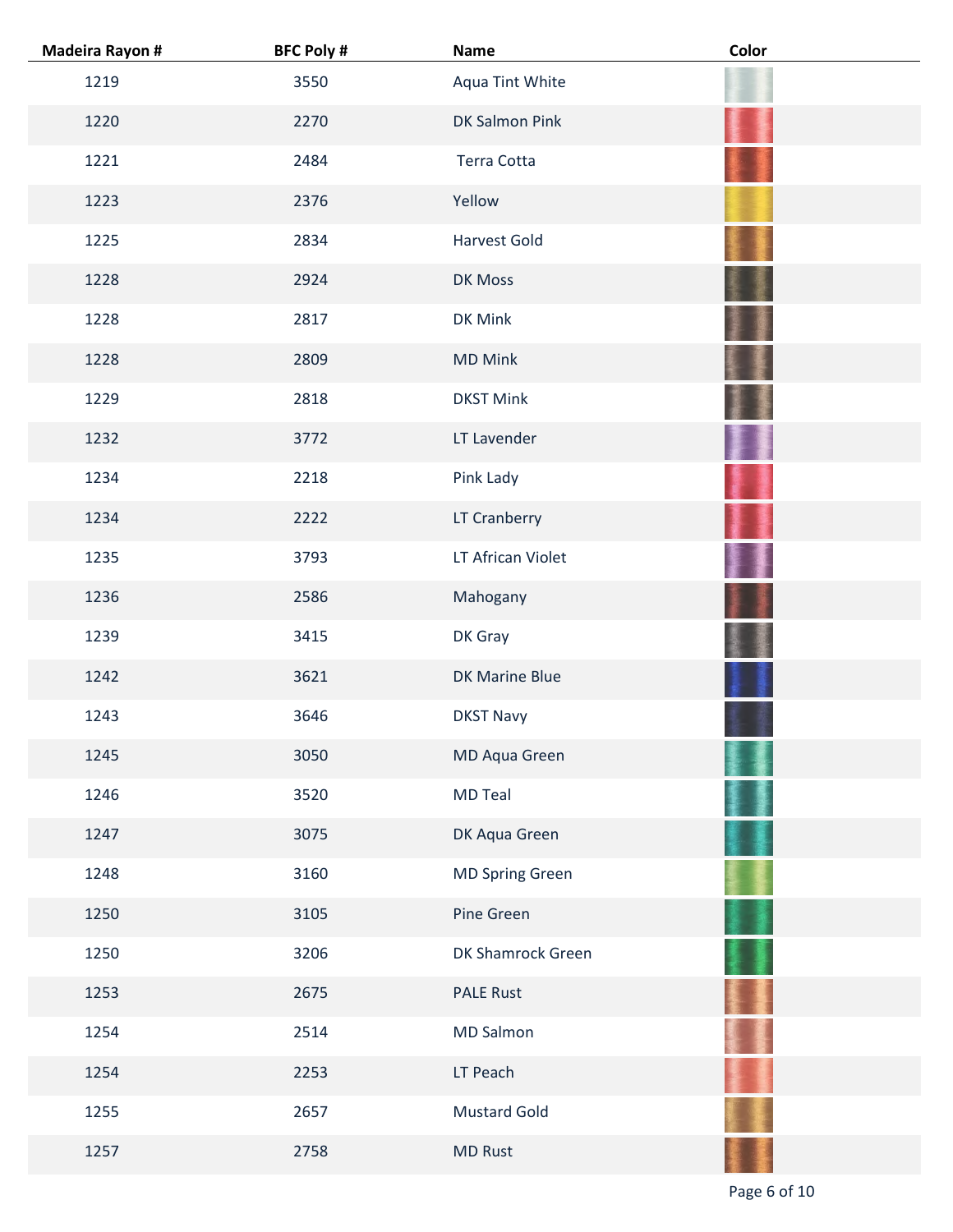| Madeira Rayon # | BFC Poly # | Name | Color |
|---|---|---|---|
| 1219 | 3550 | Aqua Tint White | |
| 1220 | 2270 | DK Salmon Pink | |
| 1221 | 2484 | Terra Cotta | |
| 1223 | 2376 | Yellow | |
| 1225 | 2834 | Harvest Gold | |
| 1228 | 2924 | DK Moss | |
| 1228 | 2817 | DK Mink | |
| 1228 | 2809 | MD Mink | |
| 1229 | 2818 | DKST Mink | |
| 1232 | 3772 | LT Lavender | |
| 1234 | 2218 | Pink Lady | |
| 1234 | 2222 | LT Cranberry | |
| 1235 | 3793 | LT African Violet | |
| 1236 | 2586 | Mahogany | |
| 1239 | 3415 | DK Gray | |
| 1242 | 3621 | DK Marine Blue | |
| 1243 | 3646 | DKST Navy | |
| 1245 | 3050 | MD Aqua Green | |
| 1246 | 3520 | MD Teal | |
| 1247 | 3075 | DK Aqua Green | |
| 1248 | 3160 | MD Spring Green | |
| 1250 | 3105 | Pine Green | |
| 1250 | 3206 | DK Shamrock Green | |
| 1253 | 2675 | PALE Rust | |
| 1254 | 2514 | MD Salmon | |
| 1254 | 2253 | LT Peach | |
| 1255 | 2657 | Mustard Gold | |
| 1257 | 2758 | MD Rust | |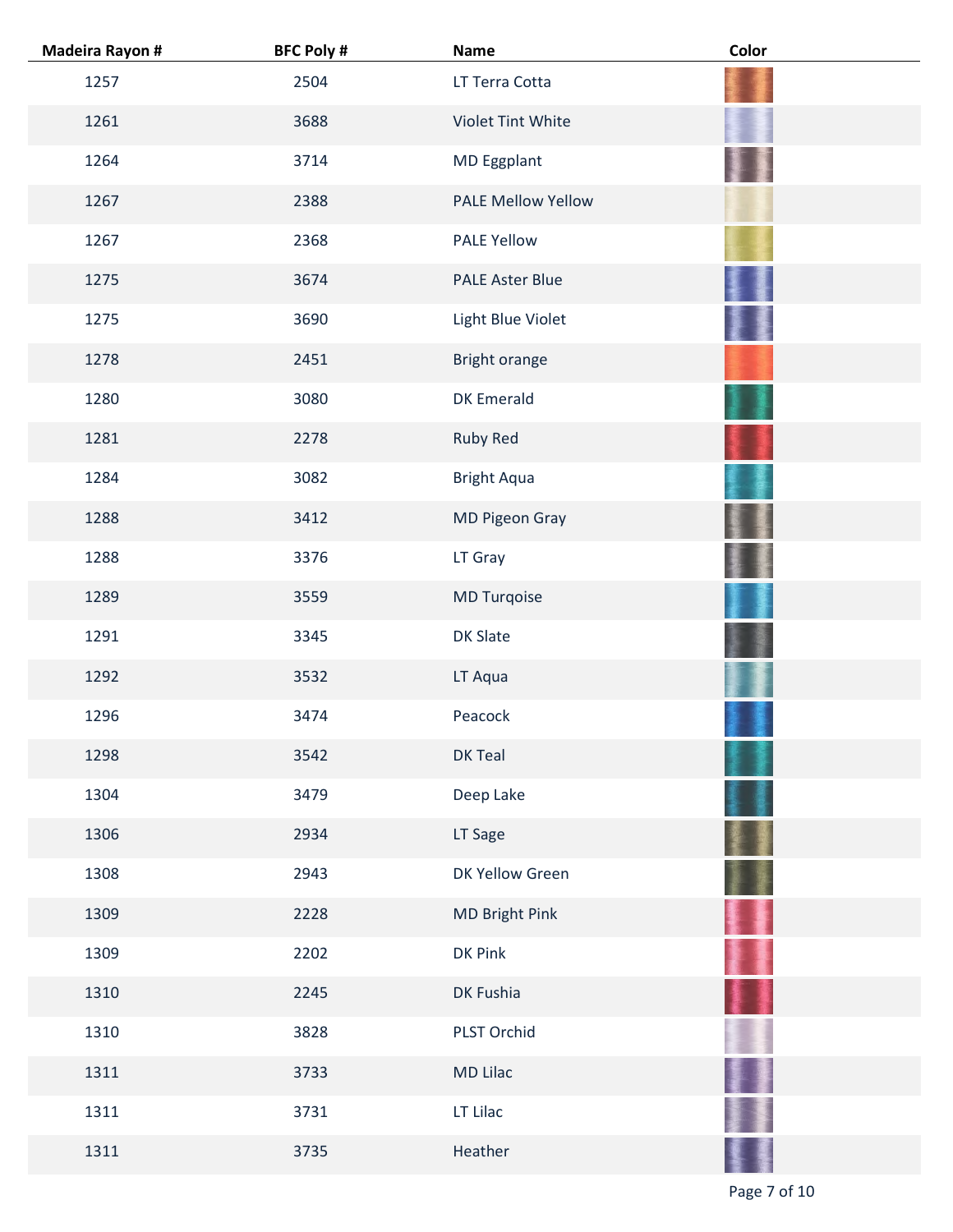| Madeira Rayon # | BFC Poly # | Name | Color |
|---|---|---|---|
| 1257 | 2504 | LT Terra Cotta | |
| 1261 | 3688 | Violet Tint White | |
| 1264 | 3714 | MD Eggplant | |
| 1267 | 2388 | PALE Mellow Yellow | |
| 1267 | 2368 | PALE Yellow | |
| 1275 | 3674 | PALE Aster Blue | |
| 1275 | 3690 | Light Blue Violet | |
| 1278 | 2451 | Bright orange | |
| 1280 | 3080 | DK Emerald | |
| 1281 | 2278 | Ruby Red | |
| 1284 | 3082 | Bright Aqua | |
| 1288 | 3412 | MD Pigeon Gray | |
| 1288 | 3376 | LT Gray | |
| 1289 | 3559 | MD Turqoise | |
| 1291 | 3345 | DK Slate | |
| 1292 | 3532 | LT Aqua | |
| 1296 | 3474 | Peacock | |
| 1298 | 3542 | DK Teal | |
| 1304 | 3479 | Deep Lake | |
| 1306 | 2934 | LT Sage | |
| 1308 | 2943 | DK Yellow Green | |
| 1309 | 2228 | MD Bright Pink | |
| 1309 | 2202 | DK Pink | |
| 1310 | 2245 | DK Fushia | |
| 1310 | 3828 | PLST Orchid | |
| 1311 | 3733 | MD Lilac | |
| 1311 | 3731 | LT Lilac | |
| 1311 | 3735 | Heather | |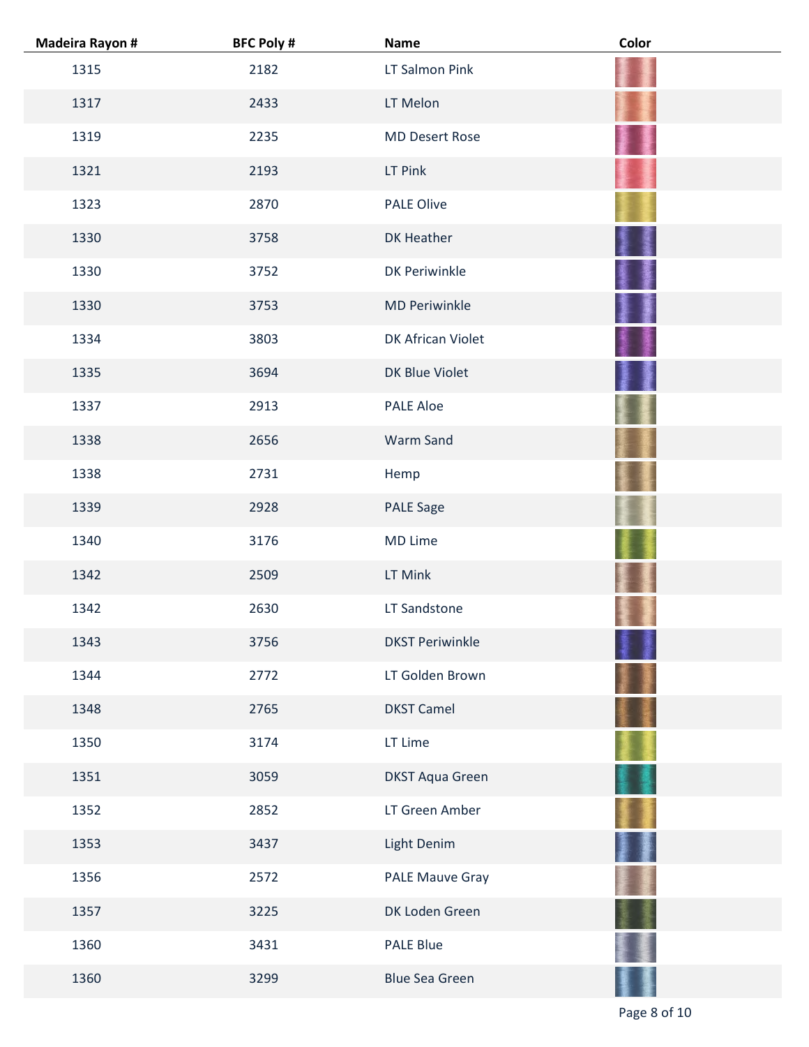| Madeira Rayon # | BFC Poly # | Name | Color |
|---|---|---|---|
| 1315 | 2182 | LT Salmon Pink | |
| 1317 | 2433 | LT Melon | |
| 1319 | 2235 | MD Desert Rose | |
| 1321 | 2193 | LT Pink | |
| 1323 | 2870 | PALE Olive | |
| 1330 | 3758 | DK Heather | |
| 1330 | 3752 | DK Periwinkle | |
| 1330 | 3753 | MD Periwinkle | |
| 1334 | 3803 | DK African Violet | |
| 1335 | 3694 | DK Blue Violet | |
| 1337 | 2913 | PALE Aloe | |
| 1338 | 2656 | Warm Sand | |
| 1338 | 2731 | Hemp | |
| 1339 | 2928 | PALE Sage | |
| 1340 | 3176 | MD Lime | |
| 1342 | 2509 | LT Mink | |
| 1342 | 2630 | LT Sandstone | |
| 1343 | 3756 | DKST Periwinkle | |
| 1344 | 2772 | LT Golden Brown | |
| 1348 | 2765 | DKST Camel | |
| 1350 | 3174 | LT Lime | |
| 1351 | 3059 | DKST Aqua Green | |
| 1352 | 2852 | LT Green Amber | |
| 1353 | 3437 | Light Denim | |
| 1356 | 2572 | PALE Mauve Gray | |
| 1357 | 3225 | DK Loden Green | |
| 1360 | 3431 | PALE Blue | |
| 1360 | 3299 | Blue Sea Green | |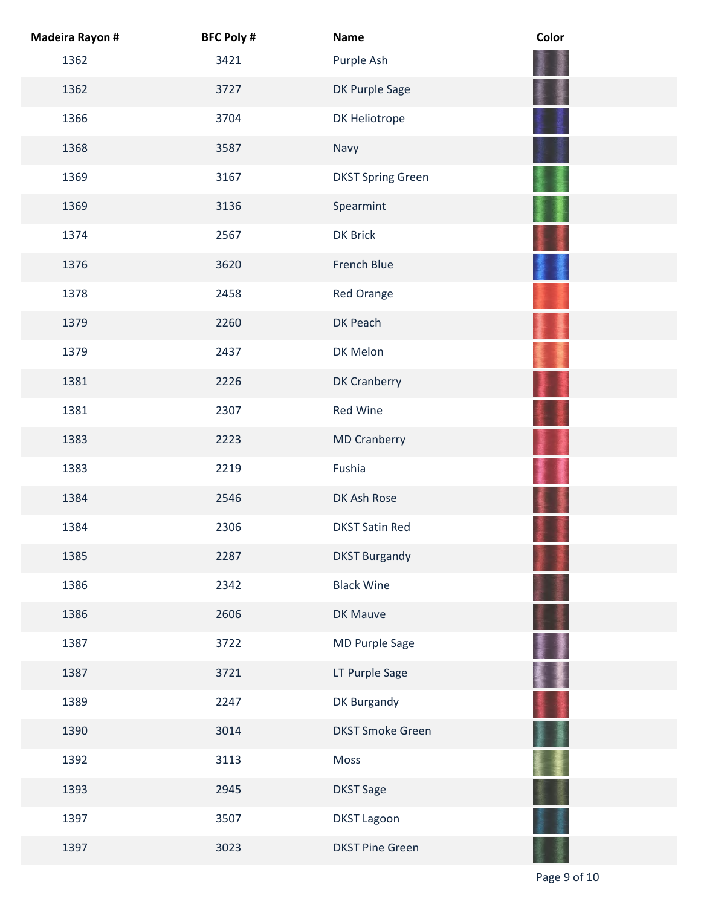| Madeira Rayon # | BFC Poly # | Name | Color |
|---|---|---|---|
| 1362 | 3421 | Purple Ash | |
| 1362 | 3727 | DK Purple Sage | |
| 1366 | 3704 | DK Heliotrope | |
| 1368 | 3587 | Navy | |
| 1369 | 3167 | DKST Spring Green | |
| 1369 | 3136 | Spearmint | |
| 1374 | 2567 | DK Brick | |
| 1376 | 3620 | French Blue | |
| 1378 | 2458 | Red Orange | |
| 1379 | 2260 | DK Peach | |
| 1379 | 2437 | DK Melon | |
| 1381 | 2226 | DK Cranberry | |
| 1381 | 2307 | Red Wine | |
| 1383 | 2223 | MD Cranberry | |
| 1383 | 2219 | Fushia | |
| 1384 | 2546 | DK Ash Rose | |
| 1384 | 2306 | DKST Satin Red | |
| 1385 | 2287 | DKST Burgandy | |
| 1386 | 2342 | Black Wine | |
| 1386 | 2606 | DK Mauve | |
| 1387 | 3722 | MD Purple Sage | |
| 1387 | 3721 | LT Purple Sage | |
| 1389 | 2247 | DK Burgandy | |
| 1390 | 3014 | DKST Smoke Green | |
| 1392 | 3113 | Moss | |
| 1393 | 2945 | DKST Sage | |
| 1397 | 3507 | DKST Lagoon | |
| 1397 | 3023 | DKST Pine Green | |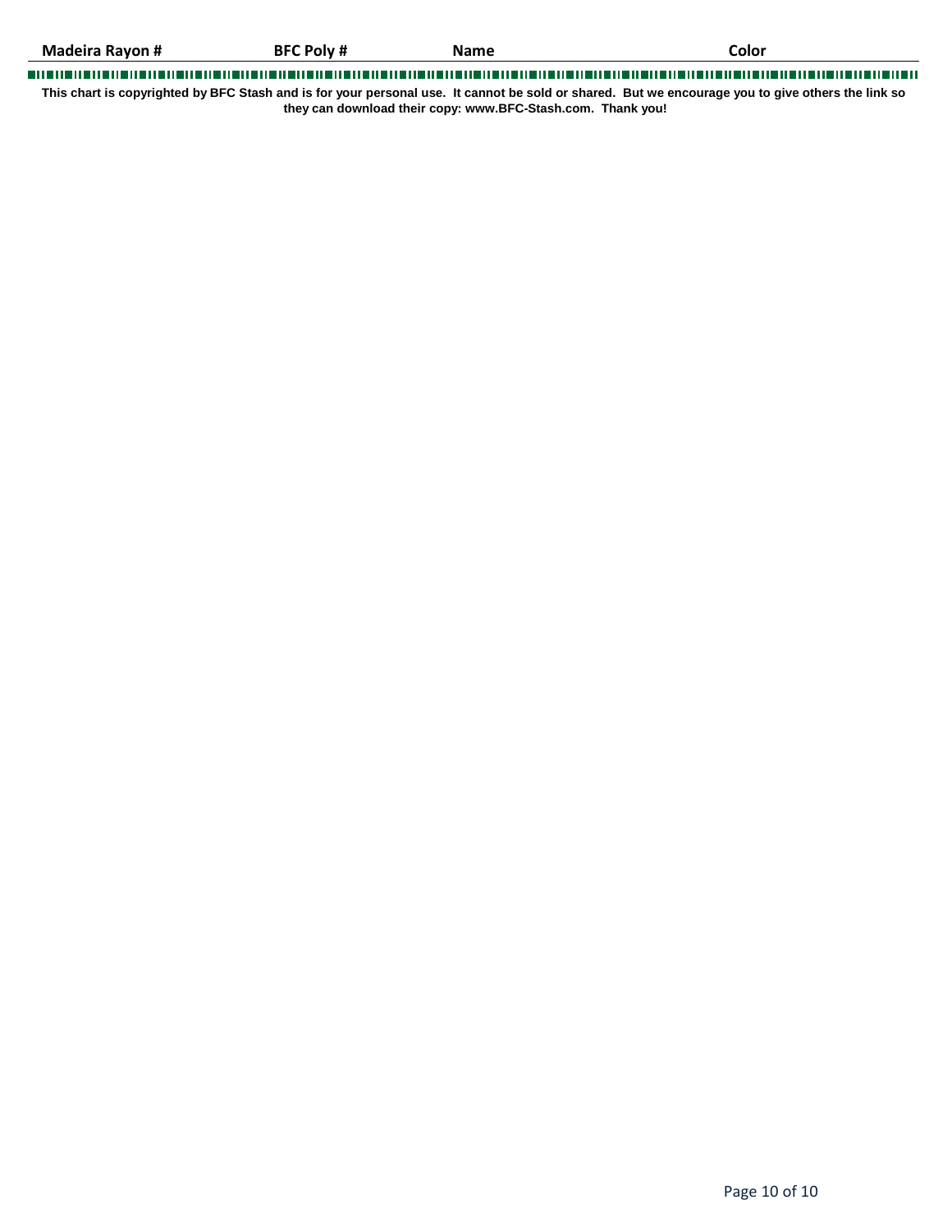| Madeira Rayon # | BFC Poly # | Name | Color |
| --- | --- | --- | --- |

**This chart is copyrighted by BFC Stash and is for your personal use. It cannot be sold or shared. But we encourage you to give others the link so they can download their copy: www.BFC-Stash.com. Thank you!**